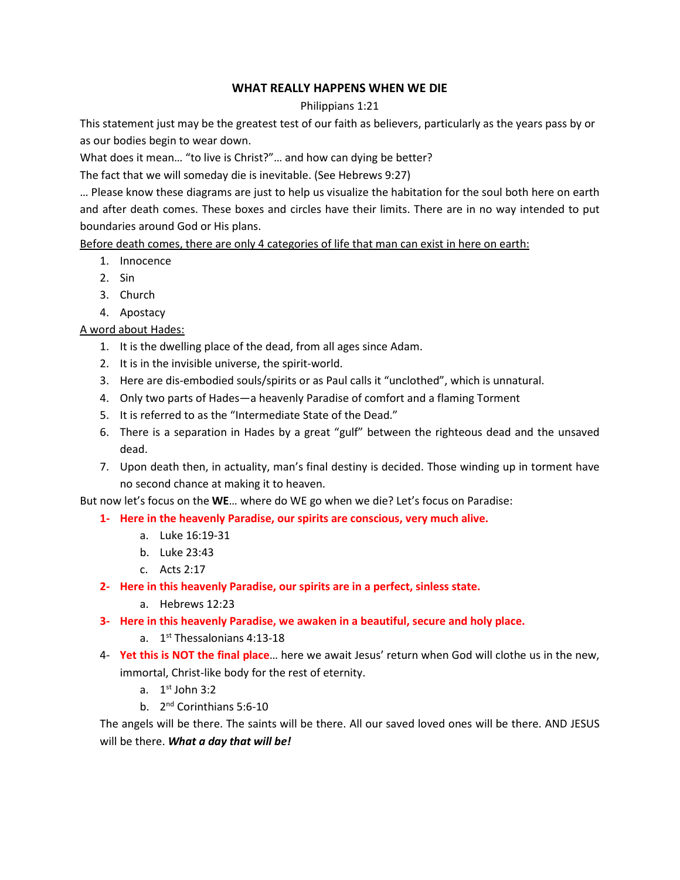# WHAT REALLY HAPPENS WHEN WE DIE

Philippians 1:21

This statement just may be the greatest test of our faith as believers, particularly as the years pass by or as our bodies begin to wear down.

What does it mean… "to live is Christ?"… and how can dying be better?

The fact that we will someday die is inevitable. (See Hebrews 9:27)

… Please know these diagrams are just to help us visualize the habitation for the soul both here on earth and after death comes. These boxes and circles have their limits. There are in no way intended to put boundaries around God or His plans.

Before death comes, there are only 4 categories of life that man can exist in here on earth:

1. Innocence
2. Sin
3. Church
4. Apostacy

A word about Hades:

1. It is the dwelling place of the dead, from all ages since Adam.
2. It is in the invisible universe, the spirit-world.
3. Here are dis-embodied souls/spirits or as Paul calls it "unclothed", which is unnatural.
4. Only two parts of Hades—a heavenly Paradise of comfort and a flaming Torment
5. It is referred to as the "Intermediate State of the Dead."
6. There is a separation in Hades by a great "gulf" between the righteous dead and the unsaved dead.
7. Upon death then, in actuality, man's final destiny is decided. Those winding up in torment have no second chance at making it to heaven.

But now let's focus on the **WE**… where do WE go when we die? Let's focus on Paradise:

1- **Here in the heavenly Paradise, our spirits are conscious, very much alive.**
   a. Luke 16:19-31
   b. Luke 23:43
   c. Acts 2:17
2- **Here in this heavenly Paradise, our spirits are in a perfect, sinless state.**
   a. Hebrews 12:23
3- **Here in this heavenly Paradise, we awaken in a beautiful, secure and holy place.**
   a. 1st Thessalonians 4:13-18
4- **Yet this is NOT the final place**… here we await Jesus' return when God will clothe us in the new, immortal, Christ-like body for the rest of eternity.
   a. 1st John 3:2
   b. 2nd Corinthians 5:6-10

The angels will be there. The saints will be there. All our saved loved ones will be there. AND JESUS will be there. ***What a day that will be!***